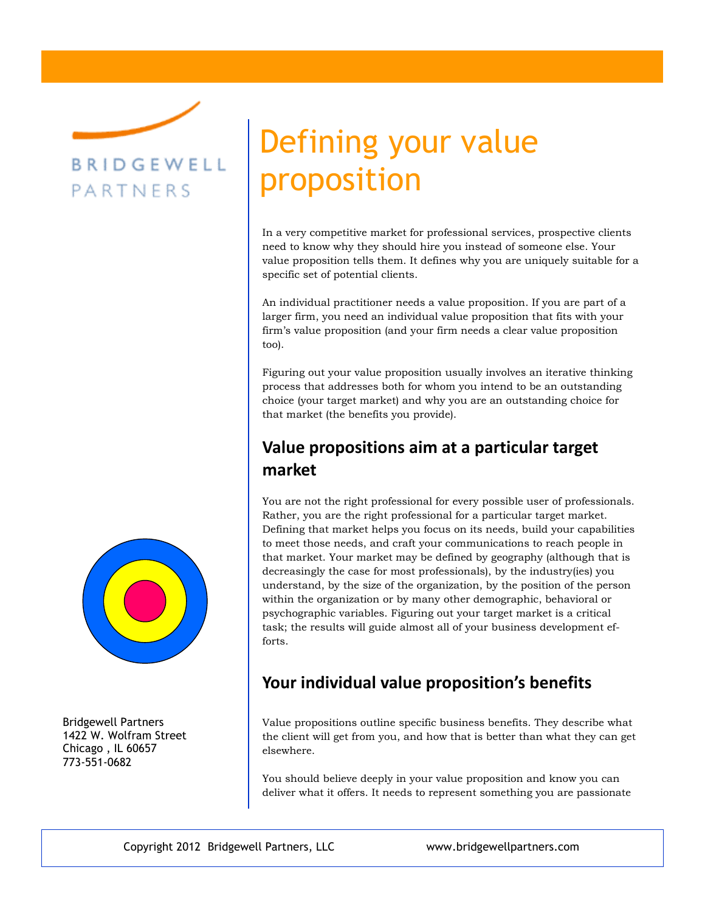BRIDGEWELL PARTNERS

# Defining your value proposition

In a very competitive market for professional services, prospective clients need to know why they should hire you instead of someone else. Your value proposition tells them. It defines why you are uniquely suitable for a specific set of potential clients.

An individual practitioner needs a value proposition. If you are part of a larger firm, you need an individual value proposition that fits with your firm's value proposition (and your firm needs a clear value proposition too).

Figuring out your value proposition usually involves an iterative thinking process that addresses both for whom you intend to be an outstanding choice (your target market) and why you are an outstanding choice for that market (the benefits you provide).

## Value propositions aim at a particular target market

You are not the right professional for every possible user of professionals. Rather, you are the right professional for a particular target market. Defining that market helps you focus on its needs, build your capabilities to meet those needs, and craft your communications to reach people in that market. Your market may be defined by geography (although that is decreasingly the case for most professionals), by the industry(ies) you understand, by the size of the organization, by the position of the person within the organization or by many other demographic, behavioral or psychographic variables. Figuring out your target market is a critical task; the results will guide almost all of your business development efforts.

## Your individual value proposition's benefits

Value propositions outline specific business benefits. They describe what the client will get from you, and how that is better than what they can get elsewhere.

You should believe deeply in your value proposition and know you can deliver what it offers. It needs to represent something you are passionate

Bridgewell Partners
1422 W. Wolfram Street
Chicago , IL 60657
773-551-0682

Copyright 2012 Bridgewell Partners, LLC www.bridgewellpartners.com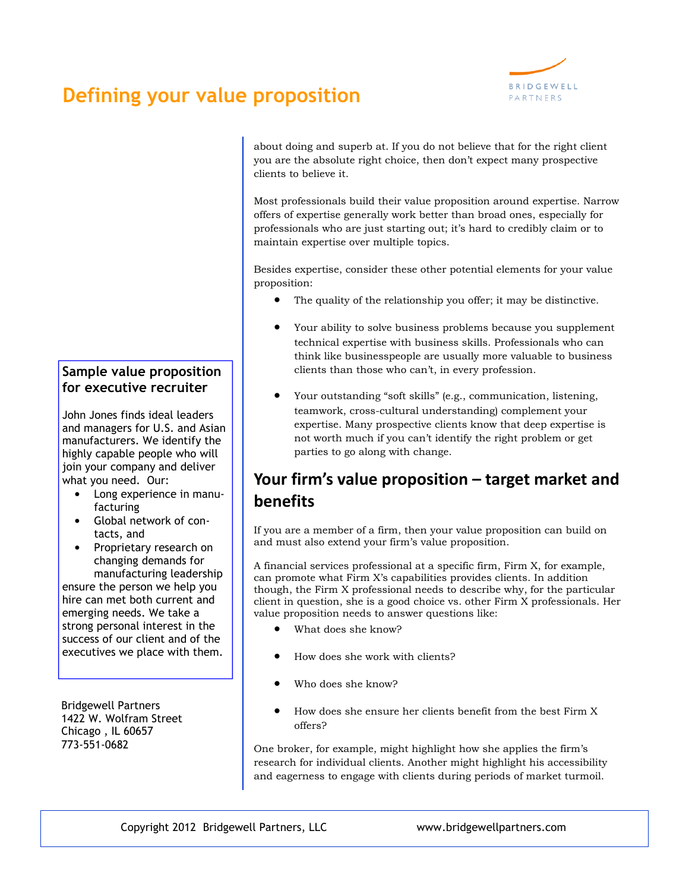# Defining your value proposition

about doing and superb at. If you do not believe that for the right client you are the absolute right choice, then don't expect many prospective clients to believe it.

Most professionals build their value proposition around expertise. Narrow offers of expertise generally work better than broad ones, especially for professionals who are just starting out; it's hard to credibly claim or to maintain expertise over multiple topics.

Besides expertise, consider these other potential elements for your value proposition:

- The quality of the relationship you offer; it may be distinctive.
- Your ability to solve business problems because you supplement technical expertise with business skills. Professionals who can think like businesspeople are usually more valuable to business clients than those who can't, in every profession.
- Your outstanding "soft skills" (e.g., communication, listening, teamwork, cross-cultural understanding) complement your expertise. Many prospective clients know that deep expertise is not worth much if you can't identify the right problem or get parties to go along with change.

## Your firm's value proposition – target market and benefits

If you are a member of a firm, then your value proposition can build on and must also extend your firm's value proposition.

A financial services professional at a specific firm, Firm X, for example, can promote what Firm X's capabilities provides clients. In addition though, the Firm X professional needs to describe why, for the particular client in question, she is a good choice vs. other Firm X professionals. Her value proposition needs to answer questions like:

- What does she know?
- How does she work with clients?
- Who does she know?
- How does she ensure her clients benefit from the best Firm X offers?

One broker, for example, might highlight how she applies the firm's research for individual clients. Another might highlight his accessibility and eagerness to engage with clients during periods of market turmoil.

### Sample value proposition for executive recruiter

John Jones finds ideal leaders and managers for U.S. and Asian manufacturers. We identify the highly capable people who will join your company and deliver what you need. Our:

- Long experience in manufacturing
- Global network of contacts, and
- Proprietary research on changing demands for manufacturing leadership

ensure the person we help you hire can met both current and emerging needs. We take a strong personal interest in the success of our client and of the executives we place with them.

Bridgewell Partners
1422 W. Wolfram Street
Chicago , IL 60657
773-551-0682

Copyright 2012 Bridgewell Partners, LLC www.bridgewellpartners.com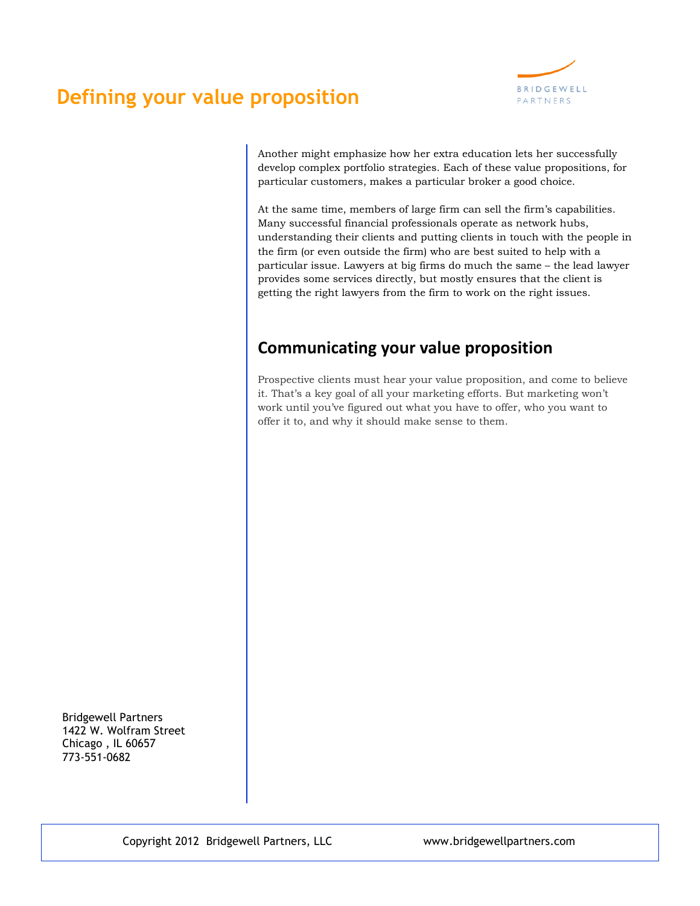# Defining your value proposition

Another might emphasize how her extra education lets her successfully develop complex portfolio strategies. Each of these value propositions, for particular customers, makes a particular broker a good choice.

At the same time, members of large firm can sell the firm's capabilities. Many successful financial professionals operate as network hubs, understanding their clients and putting clients in touch with the people in the firm (or even outside the firm) who are best suited to help with a particular issue. Lawyers at big firms do much the same – the lead lawyer provides some services directly, but mostly ensures that the client is getting the right lawyers from the firm to work on the right issues.

## Communicating your value proposition

Prospective clients must hear your value proposition, and come to believe it. That's a key goal of all your marketing efforts. But marketing won't work until you've figured out what you have to offer, who you want to offer it to, and why it should make sense to them.

Bridgewell Partners
1422 W. Wolfram Street
Chicago , IL 60657
773-551-0682